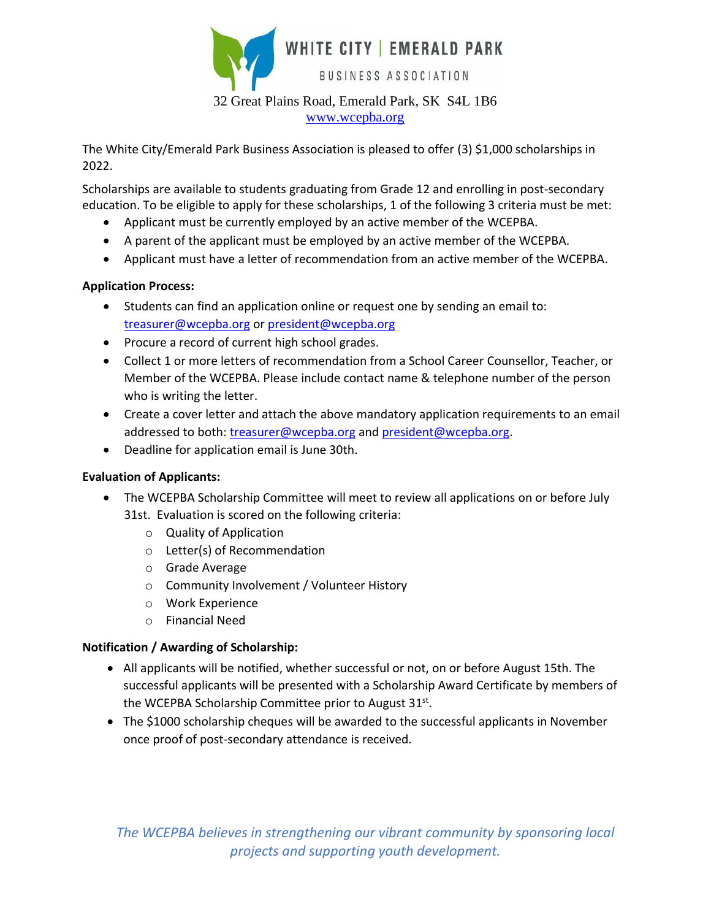# WHITE CITY | EMERALD PARK

BUSINESS ASSOCIATION

32 Great Plains Road, Emerald Park, SK S4L 1B6
www.wcepba.org

The White City/Emerald Park Business Association is pleased to offer (3) $1,000 scholarships in 2022.

Scholarships are available to students graduating from Grade 12 and enrolling in post-secondary education. To be eligible to apply for these scholarships, 1 of the following 3 criteria must be met:

- Applicant must be currently employed by an active member of the WCEPBA.
- A parent of the applicant must be employed by an active member of the WCEPBA.
- Applicant must have a letter of recommendation from an active member of the WCEPBA.

**Application Process:**

- Students can find an application online or request one by sending an email to: treasurer@wcepba.org or president@wcepba.org
- Procure a record of current high school grades.
- Collect 1 or more letters of recommendation from a School Career Counsellor, Teacher, or Member of the WCEPBA. Please include contact name & telephone number of the person who is writing the letter.
- Create a cover letter and attach the above mandatory application requirements to an email addressed to both: treasurer@wcepba.org and president@wcepba.org.
- Deadline for application email is June 30th.

**Evaluation of Applicants:**

- The WCEPBA Scholarship Committee will meet to review all applications on or before July 31st. Evaluation is scored on the following criteria:
  - Quality of Application
  - Letter(s) of Recommendation
  - Grade Average
  - Community Involvement / Volunteer History
  - Work Experience
  - Financial Need

**Notification / Awarding of Scholarship:**

- All applicants will be notified, whether successful or not, on or before August 15th. The successful applicants will be presented with a Scholarship Award Certificate by members of the WCEPBA Scholarship Committee prior to August 31st.
- The $1000 scholarship cheques will be awarded to the successful applicants in November once proof of post-secondary attendance is received.

*The WCEPBA believes in strengthening our vibrant community by sponsoring local projects and supporting youth development.*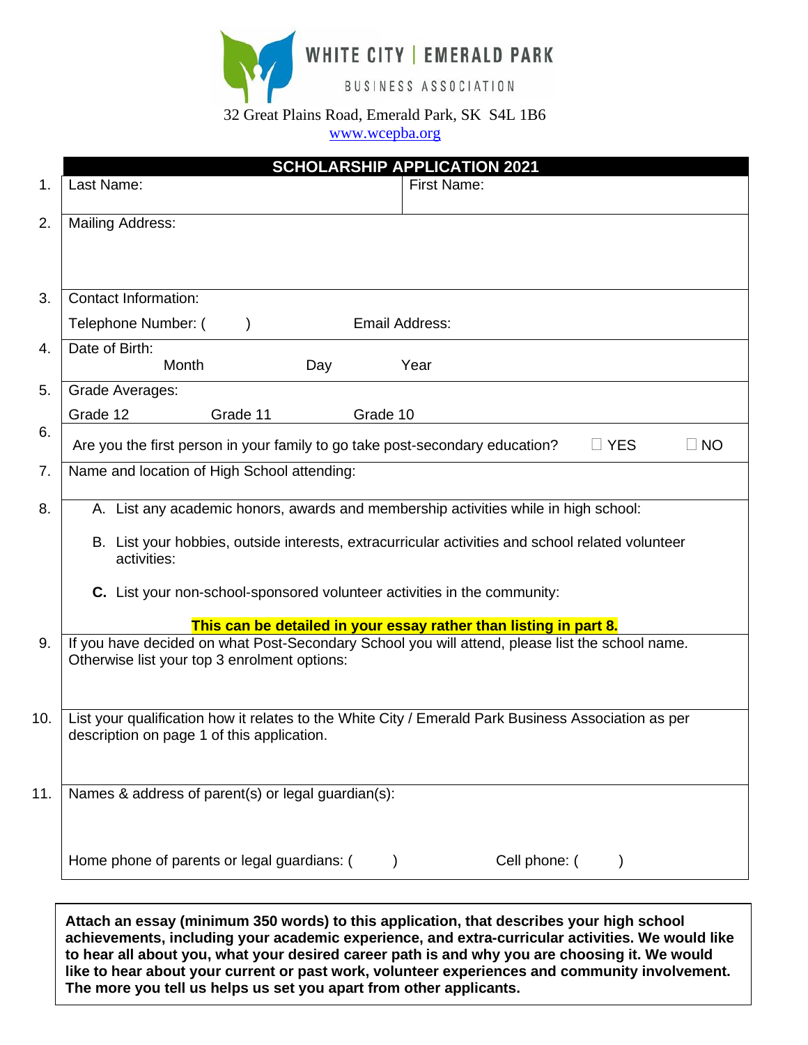WHITE CITY | EMERALD PARK

BUSINESS ASSOCIATION

32 Great Plains Road, Emerald Park, SK S4L 1B6
www.wcepba.org

## SCHOLARSHIP APPLICATION 2021

1. Last Name: First Name:

2. Mailing Address:

3. Contact Information:

   Telephone Number: ( ) Email Address:

4. Date of Birth:

   Month Day Year

5. Grade Averages:

   Grade 12 Grade 11 Grade 10

6. Are you the first person in your family to go take post-secondary education? ☐ YES ☐ NO

7. Name and location of High School attending:

8. A. List any academic honors, awards and membership activities while in high school:

   B. List your hobbies, outside interests, extracurricular activities and school related volunteer activities:

   **C.** List your non-school-sponsored volunteer activities in the community:

   **This can be detailed in your essay rather than listing in part 8.**

9. If you have decided on what Post-Secondary School you will attend, please list the school name. Otherwise list your top 3 enrolment options:

10. List your qualification how it relates to the White City / Emerald Park Business Association as per description on page 1 of this application.

11. Names & address of parent(s) or legal guardian(s):

    Home phone of parents or legal guardians: ( ) Cell phone: ( )

**Attach an essay (minimum 350 words) to this application, that describes your high school achievements, including your academic experience, and extra-curricular activities. We would like to hear all about you, what your desired career path is and why you are choosing it. We would like to hear about your current or past work, volunteer experiences and community involvement. The more you tell us helps us set you apart from other applicants.**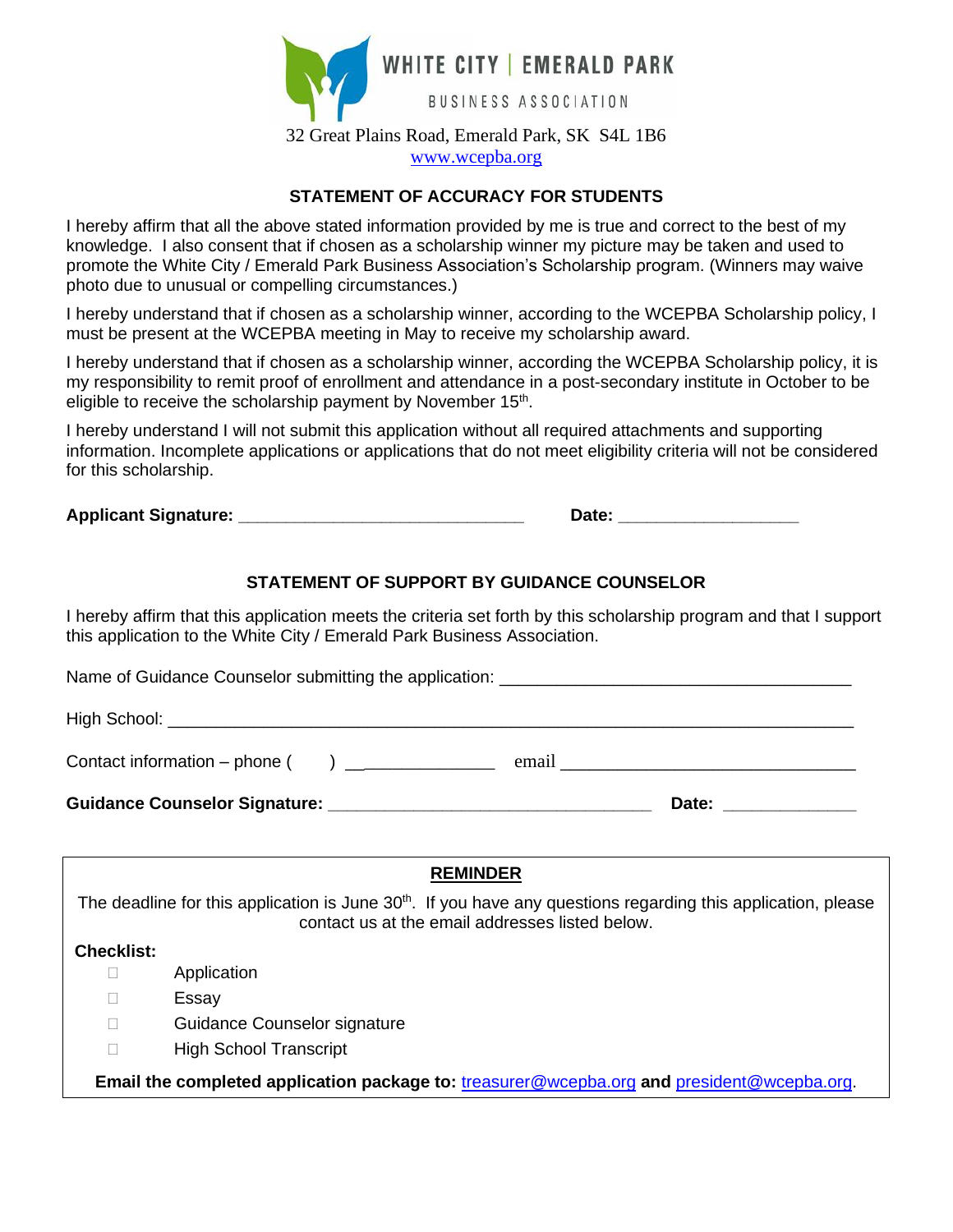WHITE CITY | EMERALD PARK

BUSINESS ASSOCIATION

32 Great Plains Road, Emerald Park, SK S4L 1B6
www.wcepba.org

### STATEMENT OF ACCURACY FOR STUDENTS

I hereby affirm that all the above stated information provided by me is true and correct to the best of my knowledge. I also consent that if chosen as a scholarship winner my picture may be taken and used to promote the White City / Emerald Park Business Association's Scholarship program. (Winners may waive photo due to unusual or compelling circumstances.)

I hereby understand that if chosen as a scholarship winner, according to the WCEPBA Scholarship policy, I must be present at the WCEPBA meeting in May to receive my scholarship award.

I hereby understand that if chosen as a scholarship winner, according the WCEPBA Scholarship policy, it is my responsibility to remit proof of enrollment and attendance in a post-secondary institute in October to be eligible to receive the scholarship payment by November 15th.

I hereby understand I will not submit this application without all required attachments and supporting information. Incomplete applications or applications that do not meet eligibility criteria will not be considered for this scholarship.

**Applicant Signature:** ______________________________ **Date:** ___________________

### STATEMENT OF SUPPORT BY GUIDANCE COUNSELOR

I hereby affirm that this application meets the criteria set forth by this scholarship program and that I support this application to the White City / Emerald Park Business Association.

Name of Guidance Counselor submitting the application: _____________________________________

High School: ________________________________________________________________________

Contact information – phone (     ) _______________ email _______________________________

**Guidance Counselor Signature:** __________________________________ **Date:** ______________

### REMINDER

The deadline for this application is June 30th. If you have any questions regarding this application, please contact us at the email addresses listed below.

**Checklist:**

- ☐ Application
- ☐ Essay
- ☐ Guidance Counselor signature
- ☐ High School Transcript

**Email the completed application package to:** treasurer@wcepba.org **and** president@wcepba.org.